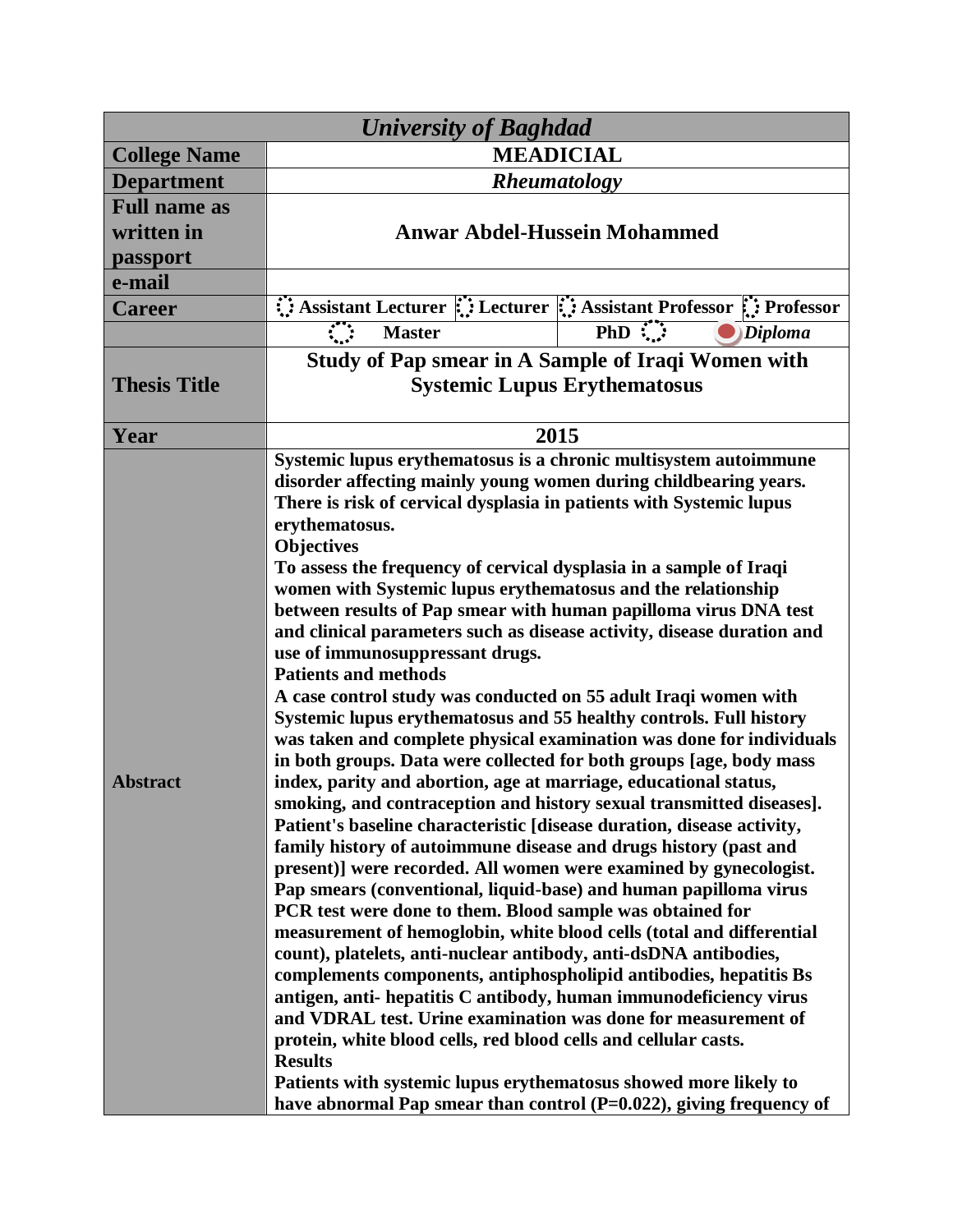| *University of Baghdad* | | | | |
|---|---|---|---|---|
| **College Name** | **MEADICIAL** | | | |
| **Department** | ***Rheumatology*** | | | |
| **Full name as written in passport** | **Anwar Abdel-Hussein Mohammed** | | | |
| **e-mail** | | | | |
| **Career** | ○ **Assistant Lecturer** | ○ **Lecturer** | ○ **Assistant Professor** | ○ **Professor** |
| | ○ **Master** | **PhD** ○ | ● ***Diploma*** | |
| **Thesis Title** | **Study of Pap smear in A Sample of Iraqi Women with Systemic Lupus Erythematosus** | | | |
| **Year** | **2015** | | | |
| **Abstract** | **Systemic lupus erythematosus is a chronic multisystem autoimmune disorder affecting mainly young women during childbearing years. There is risk of cervical dysplasia in patients with Systemic lupus erythematosus.**<br>**Objectives**<br>**To assess the frequency of cervical dysplasia in a sample of Iraqi women with Systemic lupus erythematosus and the relationship between results of Pap smear with human papilloma virus DNA test and clinical parameters such as disease activity, disease duration and use of immunosuppressant drugs.**<br>**Patients and methods**<br>**A case control study was conducted on 55 adult Iraqi women with Systemic lupus erythematosus and 55 healthy controls. Full history was taken and complete physical examination was done for individuals in both groups. Data were collected for both groups [age, body mass index, parity and abortion, age at marriage, educational status, smoking, and contraception and history sexual transmitted diseases]. Patient's baseline characteristic [disease duration, disease activity, family history of autoimmune disease and drugs history (past and present)] were recorded. All women were examined by gynecologist. Pap smears (conventional, liquid-base) and human papilloma virus PCR test were done to them. Blood sample was obtained for measurement of hemoglobin, white blood cells (total and differential count), platelets, anti-nuclear antibody, anti-dsDNA antibodies, complements components, antiphospholipid antibodies, hepatitis Bs antigen, anti- hepatitis C antibody, human immunodeficiency virus and VDRAL test. Urine examination was done for measurement of protein, white blood cells, red blood cells and cellular casts.**<br>**Results**<br>**Patients with systemic lupus erythematosus showed more likely to have abnormal Pap smear than control (P=0.022), giving frequency of** | | | | |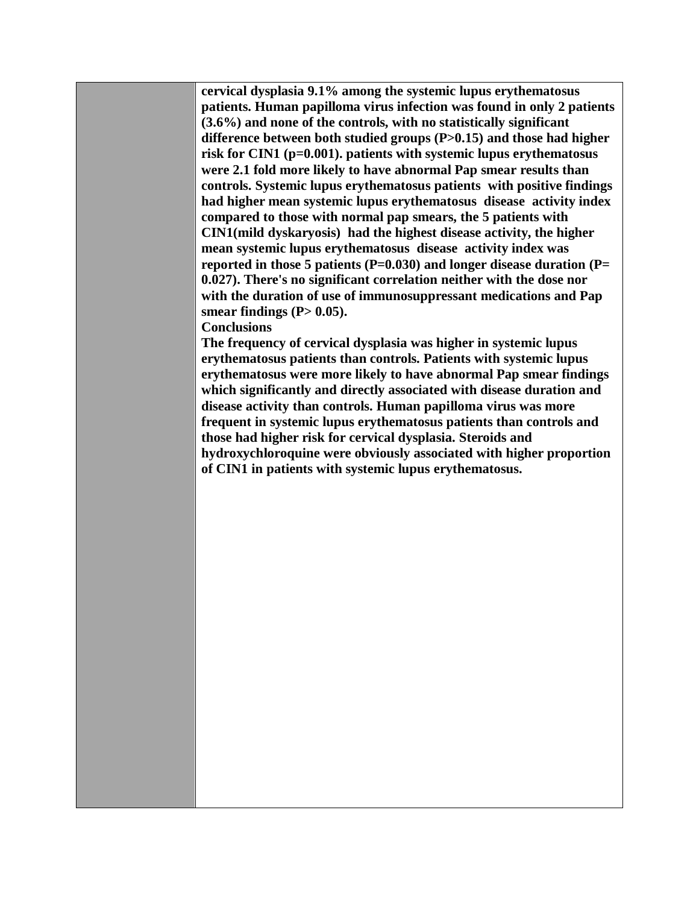**cervical dysplasia 9.1% among the systemic lupus erythematosus patients. Human papilloma virus infection was found in only 2 patients (3.6%) and none of the controls, with no statistically significant difference between both studied groups ($P>0.15$) and those had higher risk for CIN1 ($p=0.001$). patients with systemic lupus erythematosus were 2.1 fold more likely to have abnormal Pap smear results than controls. Systemic lupus erythematosus patients with positive findings had higher mean systemic lupus erythematosus disease activity index compared to those with normal pap smears, the 5 patients with CIN1(mild dyskaryosis) had the highest disease activity, the higher mean systemic lupus erythematosus disease activity index was reported in those 5 patients ($P=0.030$) and longer disease duration ($P= 0.027$). There's no significant correlation neither with the dose nor with the duration of use of immunosuppressant medications and Pap smear findings ($P> 0.05$).**

**Conclusions**

**The frequency of cervical dysplasia was higher in systemic lupus erythematosus patients than controls. Patients with systemic lupus erythematosus were more likely to have abnormal Pap smear findings which significantly and directly associated with disease duration and disease activity than controls. Human papilloma virus was more frequent in systemic lupus erythematosus patients than controls and those had higher risk for cervical dysplasia. Steroids and hydroxychloroquine were obviously associated with higher proportion of CIN1 in patients with systemic lupus erythematosus.**